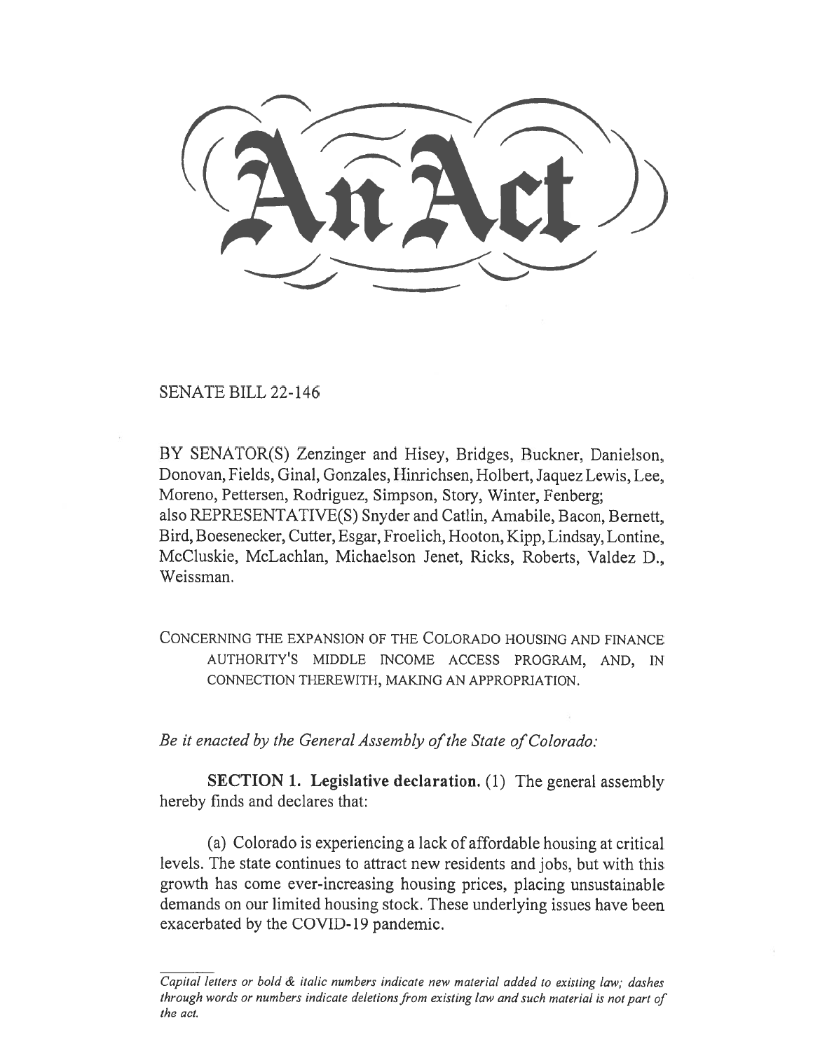# An Act

SENATE BILL 22-146

BY SENATOR(S) Zenzinger and Hisey, Bridges, Buckner, Danielson, Donovan, Fields, Ginal, Gonzales, Hinrichsen, Holbert, Jaquez Lewis, Lee, Moreno, Pettersen, Rodriguez, Simpson, Story, Winter, Fenberg;
also REPRESENTATIVE(S) Snyder and Catlin, Amabile, Bacon, Bernett, Bird, Boesenecker, Cutter, Esgar, Froelich, Hooton, Kipp, Lindsay, Lontine, McCluskie, McLachlan, Michaelson Jenet, Ricks, Roberts, Valdez D., Weissman.

CONCERNING THE EXPANSION OF THE COLORADO HOUSING AND FINANCE AUTHORITY'S MIDDLE INCOME ACCESS PROGRAM, AND, IN CONNECTION THEREWITH, MAKING AN APPROPRIATION.

*Be it enacted by the General Assembly of the State of Colorado:*

**SECTION 1. Legislative declaration.** (1) The general assembly hereby finds and declares that:

(a) Colorado is experiencing a lack of affordable housing at critical levels. The state continues to attract new residents and jobs, but with this growth has come ever-increasing housing prices, placing unsustainable demands on our limited housing stock. These underlying issues have been exacerbated by the COVID-19 pandemic.

*Capital letters or bold & italic numbers indicate new material added to existing law; dashes through words or numbers indicate deletions from existing law and such material is not part of the act.*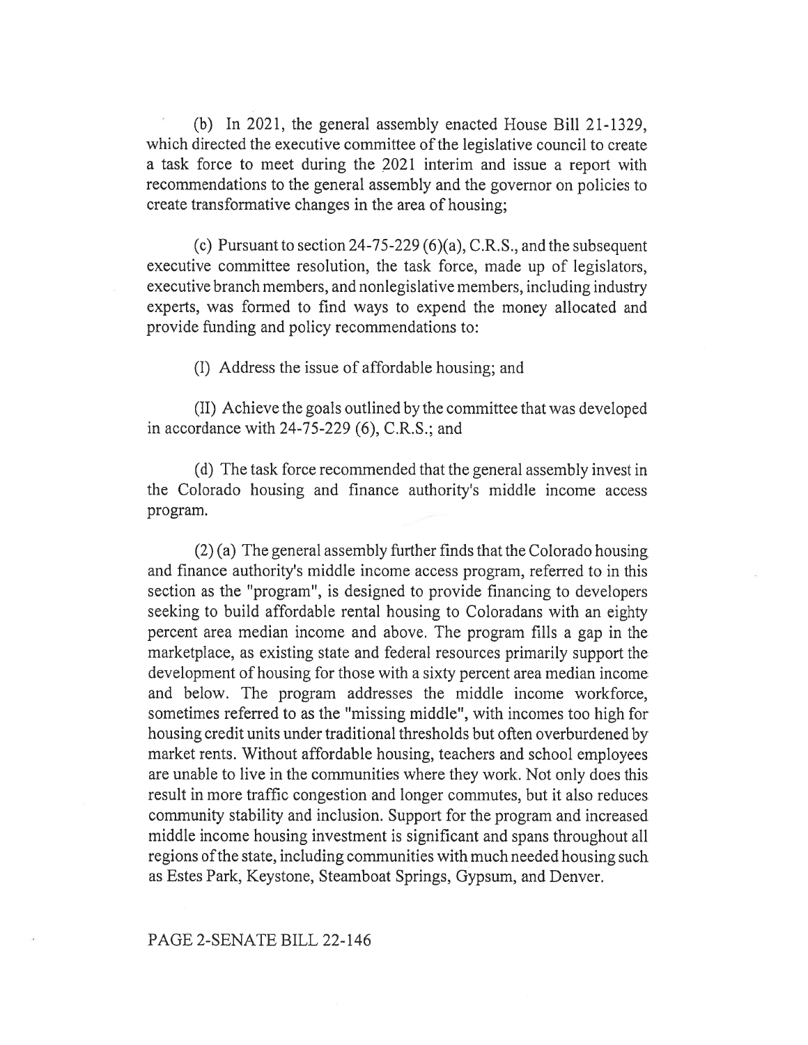(b) In 2021, the general assembly enacted House Bill 21-1329, which directed the executive committee of the legislative council to create a task force to meet during the 2021 interim and issue a report with recommendations to the general assembly and the governor on policies to create transformative changes in the area of housing;

(c) Pursuant to section 24-75-229 (6)(a), C.R.S., and the subsequent executive committee resolution, the task force, made up of legislators, executive branch members, and nonlegislative members, including industry experts, was formed to find ways to expend the money allocated and provide funding and policy recommendations to:

(I) Address the issue of affordable housing; and

(II) Achieve the goals outlined by the committee that was developed in accordance with 24-75-229 (6), C.R.S.; and

(d) The task force recommended that the general assembly invest in the Colorado housing and finance authority's middle income access program.

(2) (a) The general assembly further finds that the Colorado housing and finance authority's middle income access program, referred to in this section as the "program", is designed to provide financing to developers seeking to build affordable rental housing to Coloradans with an eighty percent area median income and above. The program fills a gap in the marketplace, as existing state and federal resources primarily support the development of housing for those with a sixty percent area median income and below. The program addresses the middle income workforce, sometimes referred to as the "missing middle", with incomes too high for housing credit units under traditional thresholds but often overburdened by market rents. Without affordable housing, teachers and school employees are unable to live in the communities where they work. Not only does this result in more traffic congestion and longer commutes, but it also reduces community stability and inclusion. Support for the program and increased middle income housing investment is significant and spans throughout all regions of the state, including communities with much needed housing such as Estes Park, Keystone, Steamboat Springs, Gypsum, and Denver.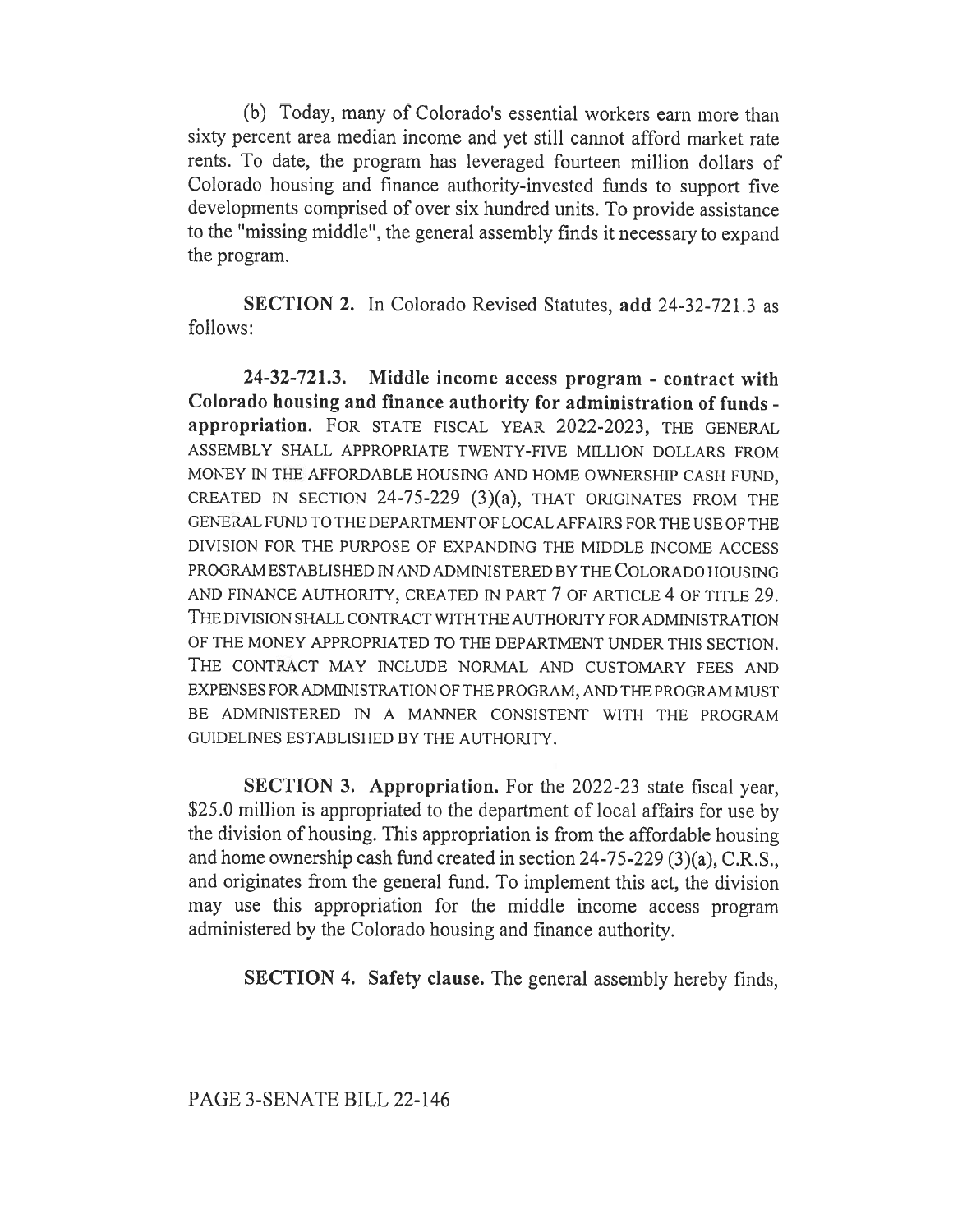(b) Today, many of Colorado's essential workers earn more than sixty percent area median income and yet still cannot afford market rate rents. To date, the program has leveraged fourteen million dollars of Colorado housing and finance authority-invested funds to support five developments comprised of over six hundred units. To provide assistance to the "missing middle", the general assembly finds it necessary to expand the program.

**SECTION 2.** In Colorado Revised Statutes, **add** 24-32-721.3 as follows:

**24-32-721.3. Middle income access program - contract with Colorado housing and finance authority for administration of funds - appropriation.** FOR STATE FISCAL YEAR 2022-2023, THE GENERAL ASSEMBLY SHALL APPROPRIATE TWENTY-FIVE MILLION DOLLARS FROM MONEY IN THE AFFORDABLE HOUSING AND HOME OWNERSHIP CASH FUND, CREATED IN SECTION 24-75-229 (3)(a), THAT ORIGINATES FROM THE GENERAL FUND TO THE DEPARTMENT OF LOCAL AFFAIRS FOR THE USE OF THE DIVISION FOR THE PURPOSE OF EXPANDING THE MIDDLE INCOME ACCESS PROGRAM ESTABLISHED IN AND ADMINISTERED BY THE COLORADO HOUSING AND FINANCE AUTHORITY, CREATED IN PART 7 OF ARTICLE 4 OF TITLE 29. THE DIVISION SHALL CONTRACT WITH THE AUTHORITY FOR ADMINISTRATION OF THE MONEY APPROPRIATED TO THE DEPARTMENT UNDER THIS SECTION. THE CONTRACT MAY INCLUDE NORMAL AND CUSTOMARY FEES AND EXPENSES FOR ADMINISTRATION OF THE PROGRAM, AND THE PROGRAM MUST BE ADMINISTERED IN A MANNER CONSISTENT WITH THE PROGRAM GUIDELINES ESTABLISHED BY THE AUTHORITY.

**SECTION 3. Appropriation.** For the 2022-23 state fiscal year, $25.0 million is appropriated to the department of local affairs for use by the division of housing. This appropriation is from the affordable housing and home ownership cash fund created in section 24-75-229 (3)(a), C.R.S., and originates from the general fund. To implement this act, the division may use this appropriation for the middle income access program administered by the Colorado housing and finance authority.

**SECTION 4. Safety clause.** The general assembly hereby finds,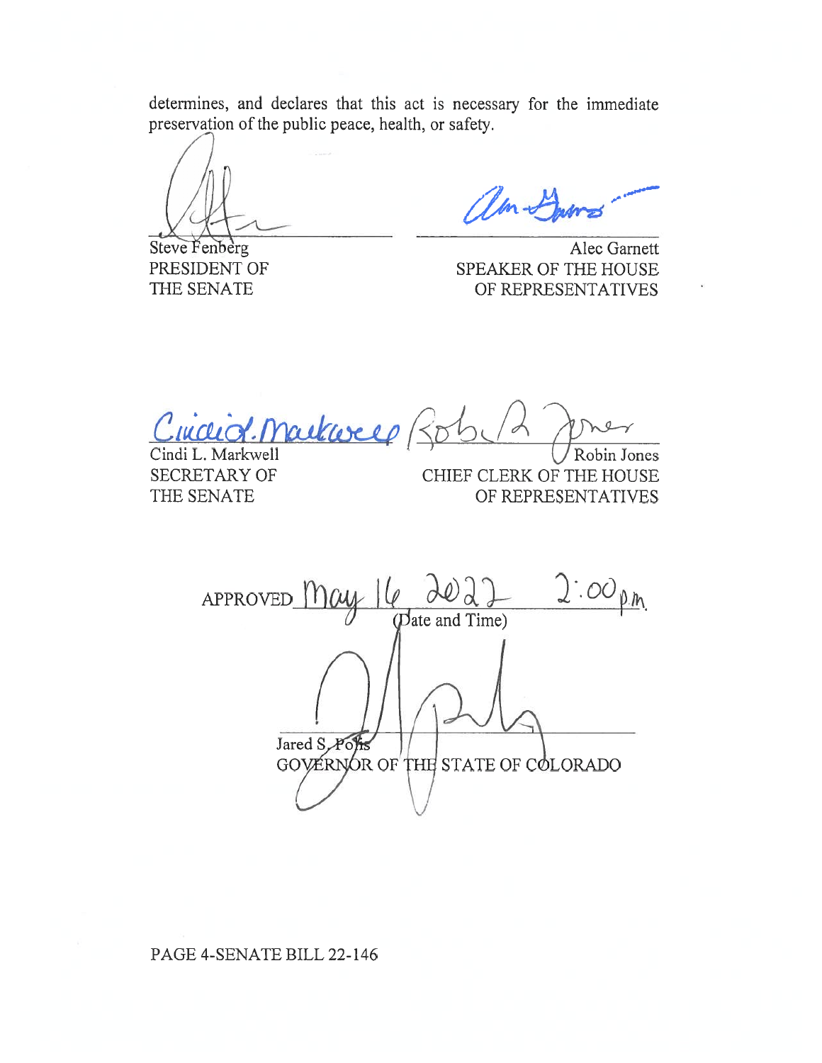determines, and declares that this act is necessary for the immediate preservation of the public peace, health, or safety.

Steve Fenberg
PRESIDENT OF
THE SENATE

Alec Garnett
SPEAKER OF THE HOUSE
OF REPRESENTATIVES

Cindi L. Markwell
SECRETARY OF
THE SENATE

Robin Jones
CHIEF CLERK OF THE HOUSE
OF REPRESENTATIVES

APPROVED May 16 2022 2:00 p.m.
(Date and Time)

Jared S. Polis
GOVERNOR OF THE STATE OF COLORADO

PAGE 4-SENATE BILL 22-146